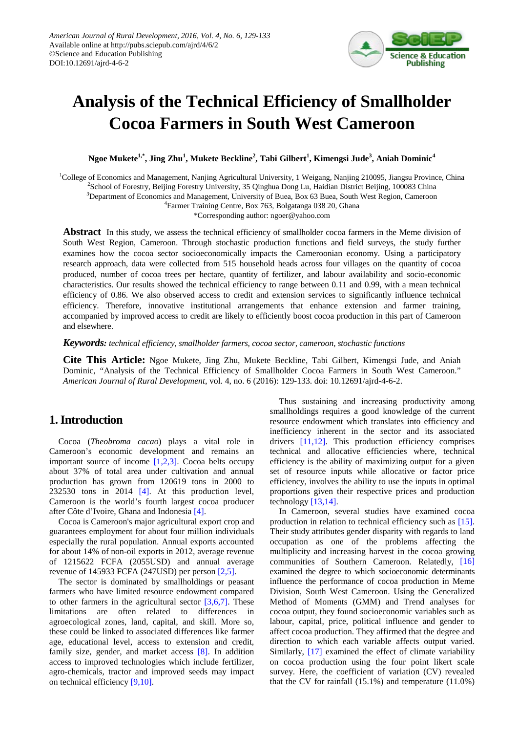# Analysis of the Technical Efficiency of Smallholder Cocoa Farmers in South West Cameroon

**Ngoe Mukete[1,*], Jing Zhu[1], Mukete Beckline[2], Tabi Gilbert[1], Kimengsi Jude[3], Aniah Dominic[4]**

[1]College of Economics and Management, Nanjing Agricultural University, 1 Weigang, Nanjing 210095, Jiangsu Province, China
[2]School of Forestry, Beijing Forestry University, 35 Qinghua Dong Lu, Haidian District Beijing, 100083 China
[3]Department of Economics and Management, University of Buea, Box 63 Buea, South West Region, Cameroon
[4]Farmer Training Centre, Box 763, Bolgatanga 038 20, Ghana
*Corresponding author: ngoer@yahoo.com

**Abstract** In this study, we assess the technical efficiency of smallholder cocoa farmers in the Meme division of South West Region, Cameroon. Through stochastic production functions and field surveys, the study further examines how the cocoa sector socioeconomically impacts the Cameroonian economy. Using a participatory research approach, data were collected from 515 household heads across four villages on the quantity of cocoa produced, number of cocoa trees per hectare, quantity of fertilizer, and labour availability and socio-economic characteristics. Our results showed the technical efficiency to range between 0.11 and 0.99, with a mean technical efficiency of 0.86. We also observed access to credit and extension services to significantly influence technical efficiency. Therefore, innovative institutional arrangements that enhance extension and farmer training, accompanied by improved access to credit are likely to efficiently boost cocoa production in this part of Cameroon and elsewhere.

***Keywords:*** *technical efficiency, smallholder farmers, cocoa sector, cameroon, stochastic functions*

**Cite This Article:** Ngoe Mukete, Jing Zhu, Mukete Beckline, Tabi Gilbert, Kimengsi Jude, and Aniah Dominic, "Analysis of the Technical Efficiency of Smallholder Cocoa Farmers in South West Cameroon." *American Journal of Rural Development*, vol. 4, no. 6 (2016): 129-133. doi: 10.12691/ajrd-4-6-2.

## 1. Introduction

Cocoa (*Theobroma cacao*) plays a vital role in Cameroon's economic development and remains an important source of income [1,2,3]. Cocoa belts occupy about 37% of total area under cultivation and annual production has grown from 120619 tons in 2000 to 232530 tons in 2014 [4]. At this production level, Cameroon is the world's fourth largest cocoa producer after Côte d'Ivoire, Ghana and Indonesia [4].

Cocoa is Cameroon's major agricultural export crop and guarantees employment for about four million individuals especially the rural population. Annual exports accounted for about 14% of non-oil exports in 2012, average revenue of 1215622 FCFA (2055USD) and annual average revenue of 145933 FCFA (247USD) per person [2,5].

The sector is dominated by smallholdings or peasant farmers who have limited resource endowment compared to other farmers in the agricultural sector [3,6,7]. These limitations are often related to differences in agroecological zones, land, capital, and skill. More so, these could be linked to associated differences like farmer age, educational level, access to extension and credit, family size, gender, and market access [8]. In addition access to improved technologies which include fertilizer, agro-chemicals, tractor and improved seeds may impact on technical efficiency [9,10].

Thus sustaining and increasing productivity among smallholdings requires a good knowledge of the current resource endowment which translates into efficiency and inefficiency inherent in the sector and its associated drivers [11,12]. This production efficiency comprises technical and allocative efficiencies where, technical efficiency is the ability of maximizing output for a given set of resource inputs while allocative or factor price efficiency, involves the ability to use the inputs in optimal proportions given their respective prices and production technology [13,14].

In Cameroon, several studies have examined cocoa production in relation to technical efficiency such as [15]. Their study attributes gender disparity with regards to land occupation as one of the problems affecting the multiplicity and increasing harvest in the cocoa growing communities of Southern Cameroon. Relatedly, [16] examined the degree to which socioeconomic determinants influence the performance of cocoa production in Meme Division, South West Cameroon. Using the Generalized Method of Moments (GMM) and Trend analyses for cocoa output, they found socioeconomic variables such as labour, capital, price, political influence and gender to affect cocoa production. They affirmed that the degree and direction to which each variable affects output varied. Similarly, [17] examined the effect of climate variability on cocoa production using the four point likert scale survey. Here, the coefficient of variation (CV) revealed that the CV for rainfall (15.1%) and temperature (11.0%)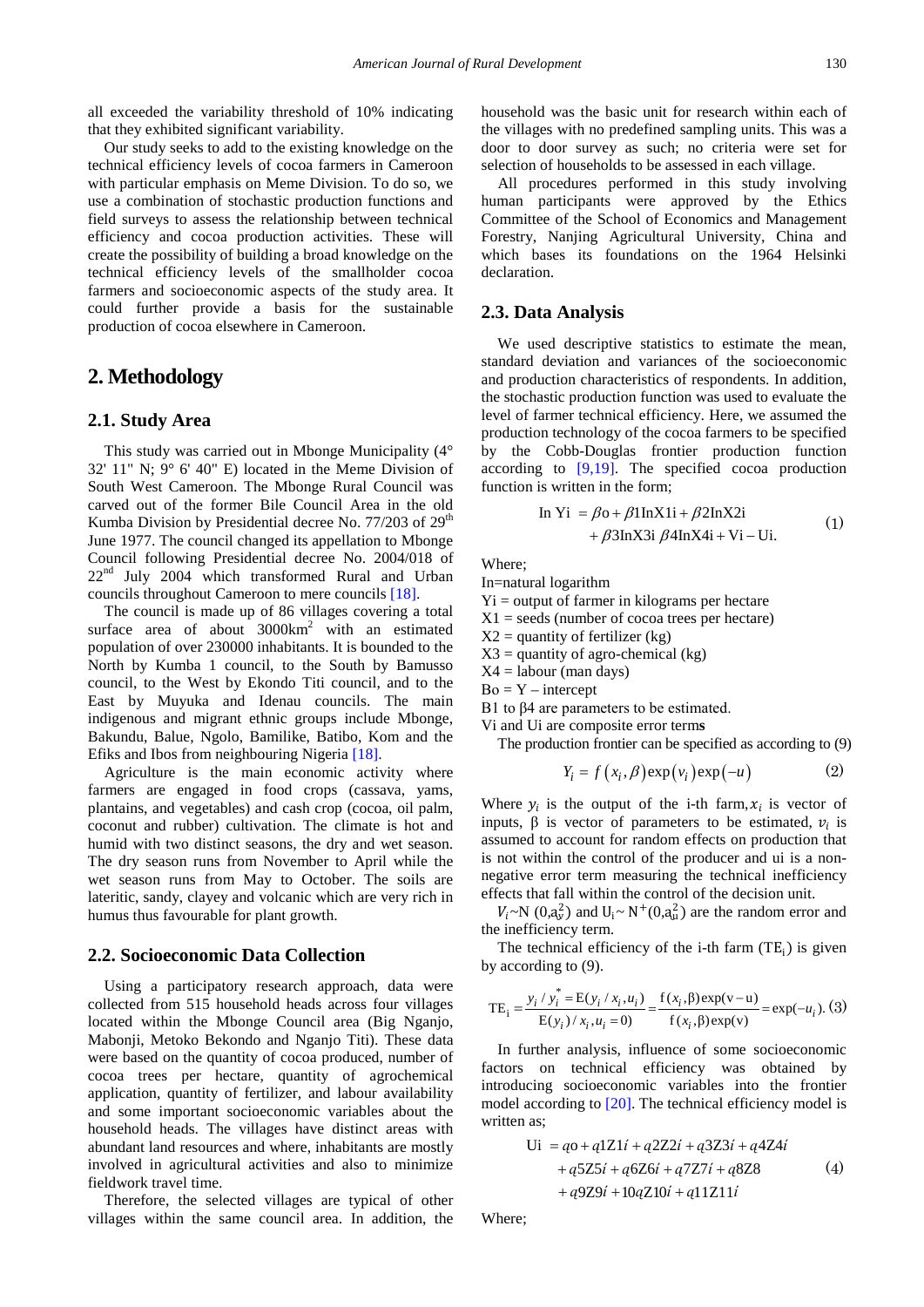all exceeded the variability threshold of 10% indicating that they exhibited significant variability.

Our study seeks to add to the existing knowledge on the technical efficiency levels of cocoa farmers in Cameroon with particular emphasis on Meme Division. To do so, we use a combination of stochastic production functions and field surveys to assess the relationship between technical efficiency and cocoa production activities. These will create the possibility of building a broad knowledge on the technical efficiency levels of the smallholder cocoa farmers and socioeconomic aspects of the study area. It could further provide a basis for the sustainable production of cocoa elsewhere in Cameroon.

## 2. Methodology

### 2.1. Study Area

This study was carried out in Mbonge Municipality (4° 32' 11" N; 9° 6' 40" E) located in the Meme Division of South West Cameroon. The Mbonge Rural Council was carved out of the former Bile Council Area in the old Kumba Division by Presidential decree No. 77/203 of 29th June 1977. The council changed its appellation to Mbonge Council following Presidential decree No. 2004/018 of 22nd July 2004 which transformed Rural and Urban councils throughout Cameroon to mere councils [18].

The council is made up of 86 villages covering a total surface area of about 3000km² with an estimated population of over 230000 inhabitants. It is bounded to the North by Kumba 1 council, to the South by Bamusso council, to the West by Ekondo Titi council, and to the East by Muyuka and Idenau councils. The main indigenous and migrant ethnic groups include Mbonge, Bakundu, Balue, Ngolo, Bamilike, Batibo, Kom and the Efiks and Ibos from neighbouring Nigeria [18].

Agriculture is the main economic activity where farmers are engaged in food crops (cassava, yams, plantains, and vegetables) and cash crop (cocoa, oil palm, coconut and rubber) cultivation. The climate is hot and humid with two distinct seasons, the dry and wet season. The dry season runs from November to April while the wet season runs from May to October. The soils are lateritic, sandy, clayey and volcanic which are very rich in humus thus favourable for plant growth.

### 2.2. Socioeconomic Data Collection

Using a participatory research approach, data were collected from 515 household heads across four villages located within the Mbonge Council area (Big Nganjo, Mabonji, Metoko Bekondo and Nganjo Titi). These data were based on the quantity of cocoa produced, number of cocoa trees per hectare, quantity of agrochemical application, quantity of fertilizer, and labour availability and some important socioeconomic variables about the household heads. The villages have distinct areas with abundant land resources and where, inhabitants are mostly involved in agricultural activities and also to minimize fieldwork travel time.

Therefore, the selected villages are typical of other villages within the same council area. In addition, the household was the basic unit for research within each of the villages with no predefined sampling units. This was a door to door survey as such; no criteria were set for selection of households to be assessed in each village.

All procedures performed in this study involving human participants were approved by the Ethics Committee of the School of Economics and Management Forestry, Nanjing Agricultural University, China and which bases its foundations on the 1964 Helsinki declaration.

### 2.3. Data Analysis

We used descriptive statistics to estimate the mean, standard deviation and variances of the socioeconomic and production characteristics of respondents. In addition, the stochastic production function was used to evaluate the level of farmer technical efficiency. Here, we assumed the production technology of the cocoa farmers to be specified by the Cobb-Douglas frontier production function according to [9,19]. The specified cocoa production function is written in the form;

$$\ln Yi = \beta o + \beta 1 \ln X1i + \beta 2 \ln X2i + \beta 3 \ln X3i \ \beta 4 \ln X4i + Vi - Ui. \quad (1)$$

Where;
In=natural logarithm
Yi = output of farmer in kilograms per hectare
X1 = seeds (number of cocoa trees per hectare)
X2 = quantity of fertilizer (kg)
X3 = quantity of agro-chemical (kg)
X4 = labour (man days)
Bo = Y – intercept
B1 to β4 are parameters to be estimated.
Vi and Ui are composite error terms

The production frontier can be specified as according to (9)

$$Y_i = f\left(x_i, \beta\right)\exp\left(v_i\right)\exp\left(-u\right) \quad (2)$$

Where $y_i$ is the output of the i-th farm, $x_i$ is vector of inputs, β is vector of parameters to be estimated, $v_i$ is assumed to account for random effects on production that is not within the control of the producer and ui is a non-negative error term measuring the technical inefficiency effects that fall within the control of the decision unit.

$V_i$~N $(0,a_v^2)$ and $U_i \sim N^+(0,a_u^2)$ are the random error and the inefficiency term.

The technical efficiency of the i-th farm ($TE_i$) is given by according to (9).

$$TE_i = \frac{y_i / y_i^* = E(y_i / x_i, u_i)}{E(y_i) / x_i, u_i = 0} = \frac{f(x_i, \beta)\exp(v - u)}{f(x_i, \beta)\exp(v)} = \exp(-u_i). \quad (3)$$

In further analysis, influence of some socioeconomic factors on technical efficiency was obtained by introducing socioeconomic variables into the frontier model according to [20]. The technical efficiency model is written as;

$$Ui = qo + q1Z1i + q2Z2i + q3Z3i + q4Z4i + q5Z5i + q6Z6i + q7Z7i + q8Z8 + q9Z9i + 10qZ10i + q11Z11i \quad (4)$$

Where;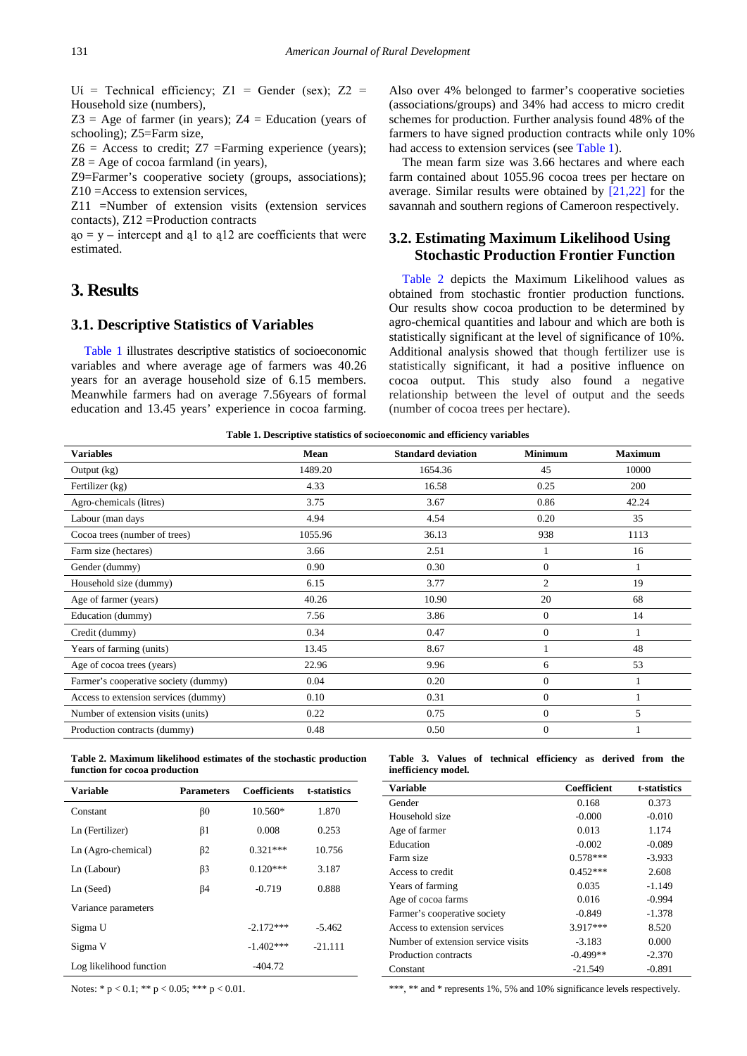$U_i$ = Technical efficiency; $Z_1$ = Gender (sex); $Z_2$ = Household size (numbers),

$Z_3$ = Age of farmer (in years); $Z_4$ = Education (years of schooling); $Z_5$=Farm size,

$Z_6$ = Access to credit; $Z_7$ =Farming experience (years); $Z_8$ = Age of cocoa farmland (in years),

$Z_9$=Farmer's cooperative society (groups, associations); $Z_{10}$ =Access to extension services,

$Z_{11}$ =Number of extension visits (extension services contacts), $Z_{12}$ =Production contracts

$a_0 = y$ – intercept and $a_1$ to $a_{12}$ are coefficients that were estimated.

# 3. Results

## 3.1. Descriptive Statistics of Variables

Table 1 illustrates descriptive statistics of socioeconomic variables and where average age of farmers was 40.26 years for an average household size of 6.15 members. Meanwhile farmers had on average 7.56years of formal education and 13.45 years' experience in cocoa farming. Also over 4% belonged to farmer's cooperative societies (associations/groups) and 34% had access to micro credit schemes for production. Further analysis found 48% of the farmers to have signed production contracts while only 10% had access to extension services (see Table 1).

The mean farm size was 3.66 hectares and where each farm contained about 1055.96 cocoa trees per hectare on average. Similar results were obtained by [21,22] for the savannah and southern regions of Cameroon respectively.

## 3.2. Estimating Maximum Likelihood Using Stochastic Production Frontier Function

Table 2 depicts the Maximum Likelihood values as obtained from stochastic frontier production functions. Our results show cocoa production to be determined by agro-chemical quantities and labour and which are both is statistically significant at the level of significance of 10%. Additional analysis showed that though fertilizer use is statistically significant, it had a positive influence on cocoa output. This study also found a negative relationship between the level of output and the seeds (number of cocoa trees per hectare).

**Table 1. Descriptive statistics of socioeconomic and efficiency variables**

| Variables | Mean | Standard deviation | Minimum | Maximum |
|---|---|---|---|---|
| Output (kg) | 1489.20 | 1654.36 | 45 | 10000 |
| Fertilizer (kg) | 4.33 | 16.58 | 0.25 | 200 |
| Agro-chemicals (litres) | 3.75 | 3.67 | 0.86 | 42.24 |
| Labour (man days | 4.94 | 4.54 | 0.20 | 35 |
| Cocoa trees (number of trees) | 1055.96 | 36.13 | 938 | 1113 |
| Farm size (hectares) | 3.66 | 2.51 | 1 | 16 |
| Gender (dummy) | 0.90 | 0.30 | 0 | 1 |
| Household size (dummy) | 6.15 | 3.77 | 2 | 19 |
| Age of farmer (years) | 40.26 | 10.90 | 20 | 68 |
| Education (dummy) | 7.56 | 3.86 | 0 | 14 |
| Credit (dummy) | 0.34 | 0.47 | 0 | 1 |
| Years of farming (units) | 13.45 | 8.67 | 1 | 48 |
| Age of cocoa trees (years) | 22.96 | 9.96 | 6 | 53 |
| Farmer's cooperative society (dummy) | 0.04 | 0.20 | 0 | 1 |
| Access to extension services (dummy) | 0.10 | 0.31 | 0 | 1 |
| Number of extension visits (units) | 0.22 | 0.75 | 0 | 5 |
| Production contracts (dummy) | 0.48 | 0.50 | 0 | 1 |

**Table 2. Maximum likelihood estimates of the stochastic production function for cocoa production**

| Variable | Parameters | Coefficients | t-statistics |
|---|---|---|---|
| Constant | $\beta_0$ | 10.560* | 1.870 |
| Ln (Fertilizer) | $\beta_1$ | 0.008 | 0.253 |
| Ln (Agro-chemical) | $\beta_2$ | 0.321*** | 10.756 |
| Ln (Labour) | $\beta_3$ | 0.120*** | 3.187 |
| Ln (Seed) | $\beta_4$ | -0.719 | 0.888 |
| Variance parameters | | | |
| Sigma U | | -2.172*** | -5.462 |
| Sigma V | | -1.402*** | -21.111 |
| Log likelihood function | | -404.72 | |

Notes: * $p < 0.1$; ** $p < 0.05$; *** $p < 0.01$.

**Table 3. Values of technical efficiency as derived from the inefficiency model.**

| Variable | Coefficient | t-statistics |
|---|---|---|
| Gender | 0.168 | 0.373 |
| Household size | -0.000 | -0.010 |
| Age of farmer | 0.013 | 1.174 |
| Education | -0.002 | -0.089 |
| Farm size | 0.578*** | -3.933 |
| Access to credit | 0.452*** | 2.608 |
| Years of farming | 0.035 | -1.149 |
| Age of cocoa farms | 0.016 | -0.994 |
| Farmer's cooperative society | -0.849 | -1.378 |
| Access to extension services | 3.917*** | 8.520 |
| Number of extension service visits | -3.183 | 0.000 |
| Production contracts | -0.499** | -2.370 |
| Constant | -21.549 | -0.891 |

***, ** and * represents 1%, 5% and 10% significance levels respectively.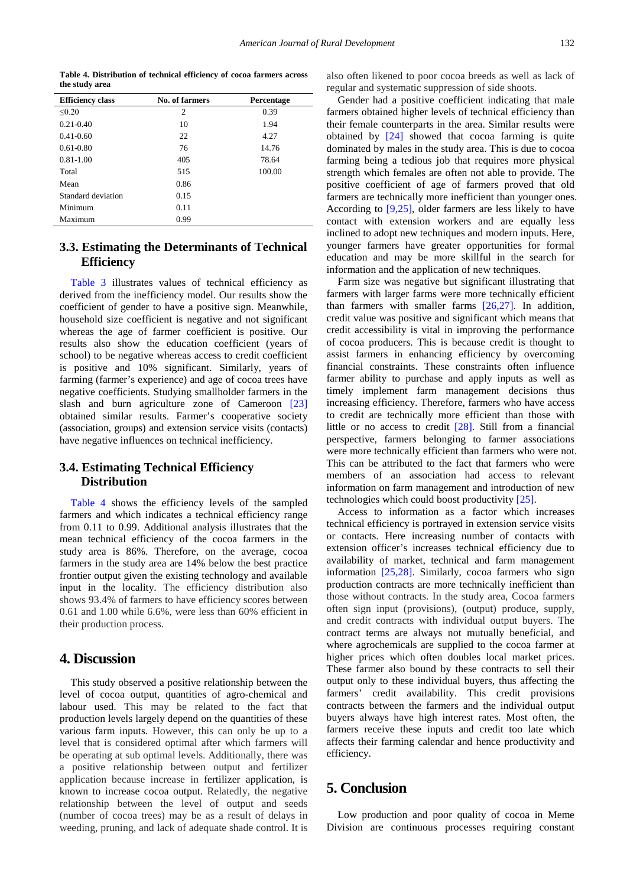**Table 4. Distribution of technical efficiency of cocoa farmers across the study area**

| Efficiency class | No. of farmers | Percentage |
|---|---|---|
| ≤0.20 | 2 | 0.39 |
| 0.21-0.40 | 10 | 1.94 |
| 0.41-0.60 | 22 | 4.27 |
| 0.61-0.80 | 76 | 14.76 |
| 0.81-1.00 | 405 | 78.64 |
| Total | 515 | 100.00 |
| Mean | 0.86 | |
| Standard deviation | 0.15 | |
| Minimum | 0.11 | |
| Maximum | 0.99 | |

## 3.3. Estimating the Determinants of Technical Efficiency

Table 3 illustrates values of technical efficiency as derived from the inefficiency model. Our results show the coefficient of gender to have a positive sign. Meanwhile, household size coefficient is negative and not significant whereas the age of farmer coefficient is positive. Our results also show the education coefficient (years of school) to be negative whereas access to credit coefficient is positive and 10% significant. Similarly, years of farming (farmer's experience) and age of cocoa trees have negative coefficients. Studying smallholder farmers in the slash and burn agriculture zone of Cameroon [23] obtained similar results. Farmer's cooperative society (association, groups) and extension service visits (contacts) have negative influences on technical inefficiency.

## 3.4. Estimating Technical Efficiency Distribution

Table 4 shows the efficiency levels of the sampled farmers and which indicates a technical efficiency range from 0.11 to 0.99. Additional analysis illustrates that the mean technical efficiency of the cocoa farmers in the study area is 86%. Therefore, on the average, cocoa farmers in the study area are 14% below the best practice frontier output given the existing technology and available input in the locality. The efficiency distribution also shows 93.4% of farmers to have efficiency scores between 0.61 and 1.00 while 6.6%, were less than 60% efficient in their production process.

# 4. Discussion

This study observed a positive relationship between the level of cocoa output, quantities of agro-chemical and labour used. This may be related to the fact that production levels largely depend on the quantities of these various farm inputs. However, this can only be up to a level that is considered optimal after which farmers will be operating at sub optimal levels. Additionally, there was a positive relationship between output and fertilizer application because increase in fertilizer application, is known to increase cocoa output. Relatedly, the negative relationship between the level of output and seeds (number of cocoa trees) may be as a result of delays in weeding, pruning, and lack of adequate shade control. It is also often likened to poor cocoa breeds as well as lack of regular and systematic suppression of side shoots.

Gender had a positive coefficient indicating that male farmers obtained higher levels of technical efficiency than their female counterparts in the area. Similar results were obtained by [24] showed that cocoa farming is quite dominated by males in the study area. This is due to cocoa farming being a tedious job that requires more physical strength which females are often not able to provide. The positive coefficient of age of farmers proved that old farmers are technically more inefficient than younger ones. According to [9,25], older farmers are less likely to have contact with extension workers and are equally less inclined to adopt new techniques and modern inputs. Here, younger farmers have greater opportunities for formal education and may be more skillful in the search for information and the application of new techniques.

Farm size was negative but significant illustrating that farmers with larger farms were more technically efficient than farmers with smaller farms [26,27]. In addition, credit value was positive and significant which means that credit accessibility is vital in improving the performance of cocoa producers. This is because credit is thought to assist farmers in enhancing efficiency by overcoming financial constraints. These constraints often influence farmer ability to purchase and apply inputs as well as timely implement farm management decisions thus increasing efficiency. Therefore, farmers who have access to credit are technically more efficient than those with little or no access to credit [28]. Still from a financial perspective, farmers belonging to farmer associations were more technically efficient than farmers who were not. This can be attributed to the fact that farmers who were members of an association had access to relevant information on farm management and introduction of new technologies which could boost productivity [25].

Access to information as a factor which increases technical efficiency is portrayed in extension service visits or contacts. Here increasing number of contacts with extension officer's increases technical efficiency due to availability of market, technical and farm management information [25,28]. Similarly, cocoa farmers who sign production contracts are more technically inefficient than those without contracts. In the study area, Cocoa farmers often sign input (provisions), (output) produce, supply, and credit contracts with individual output buyers. The contract terms are always not mutually beneficial, and where agrochemicals are supplied to the cocoa farmer at higher prices which often doubles local market prices. These farmer also bound by these contracts to sell their output only to these individual buyers, thus affecting the farmers' credit availability. This credit provisions contracts between the farmers and the individual output buyers always have high interest rates. Most often, the farmers receive these inputs and credit too late which affects their farming calendar and hence productivity and efficiency.

# 5. Conclusion

Low production and poor quality of cocoa in Meme Division are continuous processes requiring constant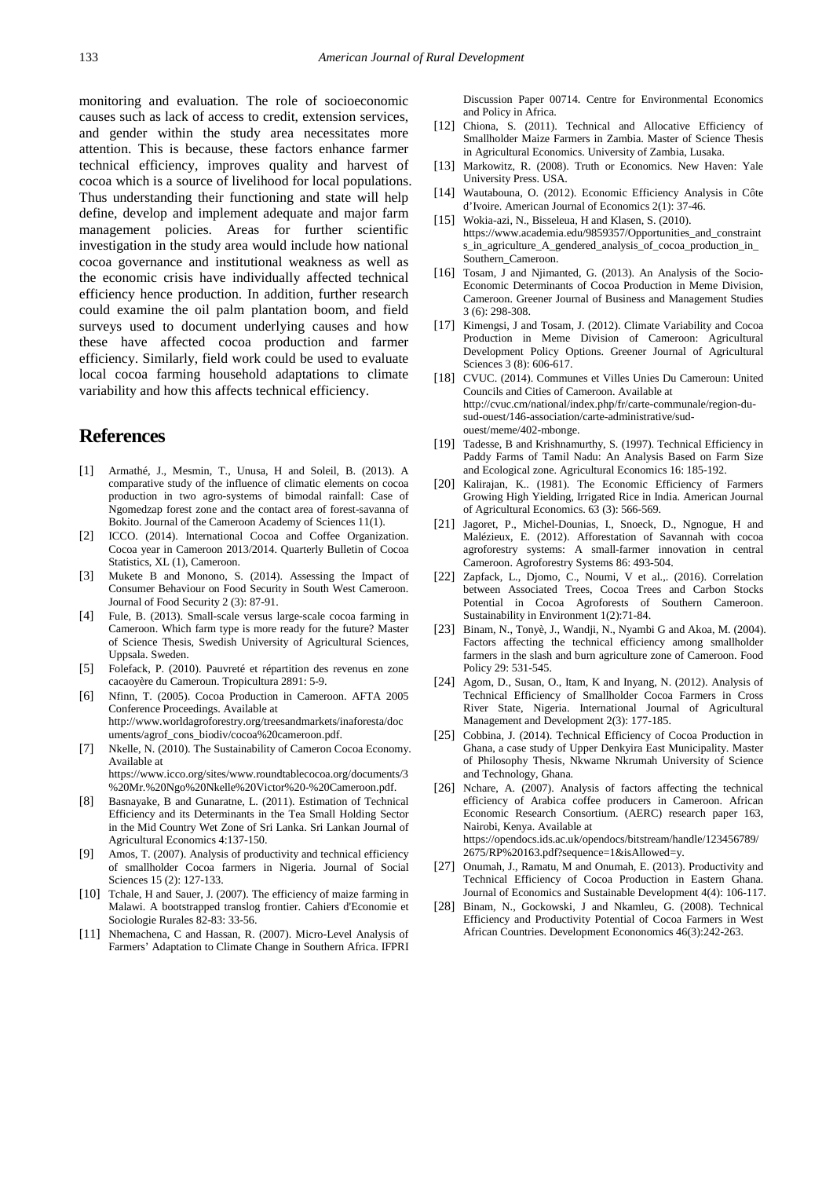monitoring and evaluation. The role of socioeconomic causes such as lack of access to credit, extension services, and gender within the study area necessitates more attention. This is because, these factors enhance farmer technical efficiency, improves quality and harvest of cocoa which is a source of livelihood for local populations. Thus understanding their functioning and state will help define, develop and implement adequate and major farm management policies. Areas for further scientific investigation in the study area would include how national cocoa governance and institutional weakness as well as the economic crisis have individually affected technical efficiency hence production. In addition, further research could examine the oil palm plantation boom, and field surveys used to document underlying causes and how these have affected cocoa production and farmer efficiency. Similarly, field work could be used to evaluate local cocoa farming household adaptations to climate variability and how this affects technical efficiency.

## References

[1] Armathé, J., Mesmin, T., Unusa, H and Soleil, B. (2013). A comparative study of the influence of climatic elements on cocoa production in two agro-systems of bimodal rainfall: Case of Ngomedzap forest zone and the contact area of forest-savanna of Bokito. Journal of the Cameroon Academy of Sciences 11(1).

[2] ICCO. (2014). International Cocoa and Coffee Organization. Cocoa year in Cameroon 2013/2014. Quarterly Bulletin of Cocoa Statistics, XL (1), Cameroon.

[3] Mukete B and Monono, S. (2014). Assessing the Impact of Consumer Behaviour on Food Security in South West Cameroon. Journal of Food Security 2 (3): 87-91.

[4] Fule, B. (2013). Small-scale versus large-scale cocoa farming in Cameroon. Which farm type is more ready for the future? Master of Science Thesis, Swedish University of Agricultural Sciences, Uppsala. Sweden.

[5] Folefack, P. (2010). Pauvreté et répartition des revenus en zone cacaoyère du Cameroun. Tropicultura 2891: 5-9.

[6] Nfinn, T. (2005). Cocoa Production in Cameroon. AFTA 2005 Conference Proceedings. Available at http://www.worldagroforestry.org/treesandmarkets/inaforesta/documents/agrof_cons_biodiv/cocoa%20cameroon.pdf.

[7] Nkelle, N. (2010). The Sustainability of Cameron Cocoa Economy. Available at https://www.icco.org/sites/www.roundtablecocoa.org/documents/3%20Mr.%20Ngo%20Nkelle%20Victor%20-%20Cameroon.pdf.

[8] Basnayake, B and Gunaratne, L. (2011). Estimation of Technical Efficiency and its Determinants in the Tea Small Holding Sector in the Mid Country Wet Zone of Sri Lanka. Sri Lankan Journal of Agricultural Economics 4:137-150.

[9] Amos, T. (2007). Analysis of productivity and technical efficiency of smallholder Cocoa farmers in Nigeria. Journal of Social Sciences 15 (2): 127-133.

[10] Tchale, H and Sauer, J. (2007). The efficiency of maize farming in Malawi. A bootstrapped translog frontier. Cahiers d'Economie et Sociologie Rurales 82-83: 33-56.

[11] Nhemachena, C and Hassan, R. (2007). Micro-Level Analysis of Farmers' Adaptation to Climate Change in Southern Africa. IFPRI Discussion Paper 00714. Centre for Environmental Economics and Policy in Africa.

[12] Chiona, S. (2011). Technical and Allocative Efficiency of Smallholder Maize Farmers in Zambia. Master of Science Thesis in Agricultural Economics. University of Zambia, Lusaka.

[13] Markowitz, R. (2008). Truth or Economics. New Haven: Yale University Press. USA.

[14] Wautabouna, O. (2012). Economic Efficiency Analysis in Côte d'Ivoire. American Journal of Economics 2(1): 37-46.

[15] Wokia-azi, N., Bisseleua, H and Klasen, S. (2010). https://www.academia.edu/9859357/Opportunities_and_constraints_in_agriculture_A_gendered_analysis_of_cocoa_production_in_Southern_Cameroon.

[16] Tosam, J and Njimanted, G. (2013). An Analysis of the Socio-Economic Determinants of Cocoa Production in Meme Division, Cameroon. Greener Journal of Business and Management Studies 3 (6): 298-308.

[17] Kimengsi, J and Tosam, J. (2012). Climate Variability and Cocoa Production in Meme Division of Cameroon: Agricultural Development Policy Options. Greener Journal of Agricultural Sciences 3 (8): 606-617.

[18] CVUC. (2014). Communes et Villes Unies Du Cameroun: United Councils and Cities of Cameroon. Available at http://cvuc.cm/national/index.php/fr/carte-communale/region-du-sud-ouest/146-association/carte-administrative/sud-ouest/meme/402-mbonge.

[19] Tadesse, B and Krishnamurthy, S. (1997). Technical Efficiency in Paddy Farms of Tamil Nadu: An Analysis Based on Farm Size and Ecological zone. Agricultural Economics 16: 185-192.

[20] Kalirajan, K.. (1981). The Economic Efficiency of Farmers Growing High Yielding, Irrigated Rice in India. American Journal of Agricultural Economics. 63 (3): 566-569.

[21] Jagoret, P., Michel-Dounias, I., Snoeck, D., Ngnogue, H and Malézieux, E. (2012). Afforestation of Savannah with cocoa agroforestry systems: A small-farmer innovation in central Cameroon. Agroforestry Systems 86: 493-504.

[22] Zapfack, L., Djomo, C., Noumi, V et al.,. (2016). Correlation between Associated Trees, Cocoa Trees and Carbon Stocks Potential in Cocoa Agroforests of Southern Cameroon. Sustainability in Environment 1(2):71-84.

[23] Binam, N., Tonyè, J., Wandji, N., Nyambi G and Akoa, M. (2004). Factors affecting the technical efficiency among smallholder farmers in the slash and burn agriculture zone of Cameroon. Food Policy 29: 531-545.

[24] Agom, D., Susan, O., Itam, K and Inyang, N. (2012). Analysis of Technical Efficiency of Smallholder Cocoa Farmers in Cross River State, Nigeria. International Journal of Agricultural Management and Development 2(3): 177-185.

[25] Cobbina, J. (2014). Technical Efficiency of Cocoa Production in Ghana, a case study of Upper Denkyira East Municipality. Master of Philosophy Thesis, Nkwame Nkrumah University of Science and Technology, Ghana.

[26] Nchare, A. (2007). Analysis of factors affecting the technical efficiency of Arabica coffee producers in Cameroon. African Economic Research Consortium. (AERC) research paper 163, Nairobi, Kenya. Available at https://opendocs.ids.ac.uk/opendocs/bitstream/handle/123456789/2675/RP%20163.pdf?sequence=1&isAllowed=y.

[27] Onumah, J., Ramatu, M and Onumah, E. (2013). Productivity and Technical Efficiency of Cocoa Production in Eastern Ghana. Journal of Economics and Sustainable Development 4(4): 106-117.

[28] Binam, N., Gockowski, J and Nkamleu, G. (2008). Technical Efficiency and Productivity Potential of Cocoa Farmers in West African Countries. Development Econonomics 46(3):242-263.